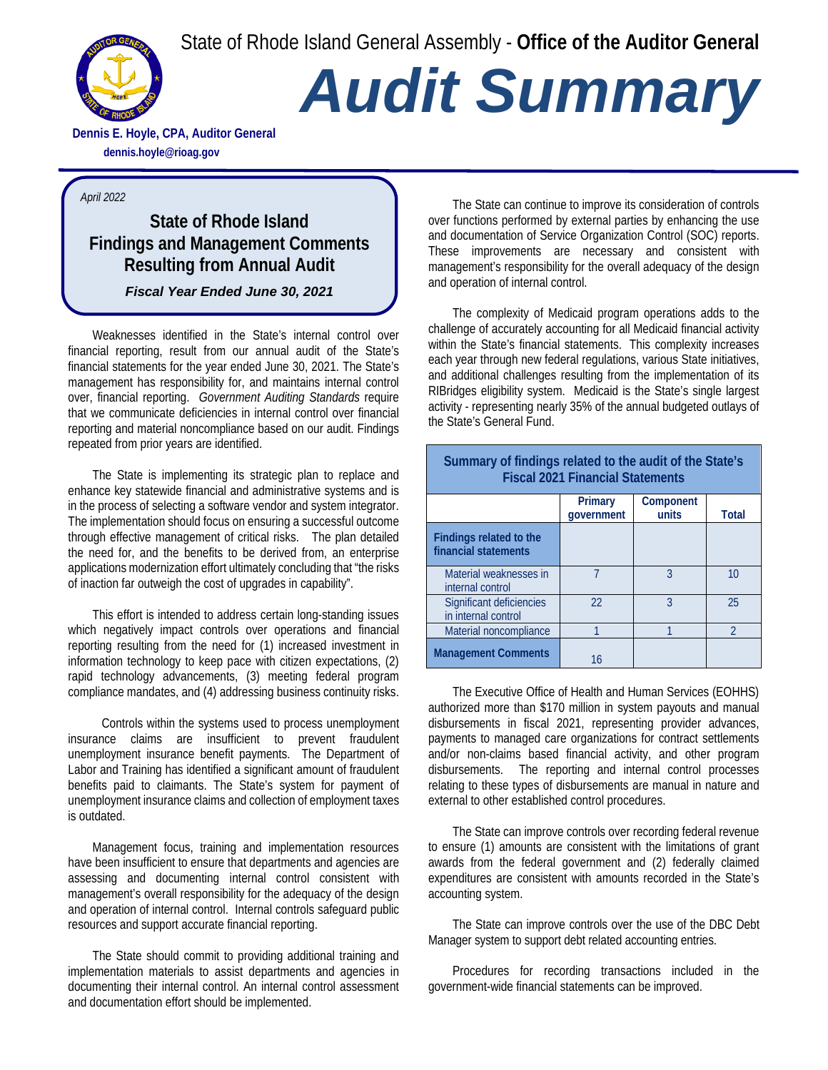State of Rhode Island General Assembly - **Office of the Auditor General**

# Audit Summary

**Dennis E. Hoyle, CPA, Auditor General**

**dennis.hoyle@rioag.gov**

*April 2022*

## State of Rhode Island Findings and Management Comments Resulting from Annual Audit

***Fiscal Year Ended June 30, 2021***

Weaknesses identified in the State's internal control over financial reporting, result from our annual audit of the State's financial statements for the year ended June 30, 2021. The State's management has responsibility for, and maintains internal control over, financial reporting. *Government Auditing Standards* require that we communicate deficiencies in internal control over financial reporting and material noncompliance based on our audit. Findings repeated from prior years are identified.

The State is implementing its strategic plan to replace and enhance key statewide financial and administrative systems and is in the process of selecting a software vendor and system integrator. The implementation should focus on ensuring a successful outcome through effective management of critical risks. The plan detailed the need for, and the benefits to be derived from, an enterprise applications modernization effort ultimately concluding that "the risks of inaction far outweigh the cost of upgrades in capability".

This effort is intended to address certain long-standing issues which negatively impact controls over operations and financial reporting resulting from the need for (1) increased investment in information technology to keep pace with citizen expectations, (2) rapid technology advancements, (3) meeting federal program compliance mandates, and (4) addressing business continuity risks.

Controls within the systems used to process unemployment insurance claims are insufficient to prevent fraudulent unemployment insurance benefit payments. The Department of Labor and Training has identified a significant amount of fraudulent benefits paid to claimants. The State's system for payment of unemployment insurance claims and collection of employment taxes is outdated.

Management focus, training and implementation resources have been insufficient to ensure that departments and agencies are assessing and documenting internal control consistent with management's overall responsibility for the adequacy of the design and operation of internal control. Internal controls safeguard public resources and support accurate financial reporting.

The State should commit to providing additional training and implementation materials to assist departments and agencies in documenting their internal control. An internal control assessment and documentation effort should be implemented.

The State can continue to improve its consideration of controls over functions performed by external parties by enhancing the use and documentation of Service Organization Control (SOC) reports. These improvements are necessary and consistent with management's responsibility for the overall adequacy of the design and operation of internal control.

The complexity of Medicaid program operations adds to the challenge of accurately accounting for all Medicaid financial activity within the State's financial statements. This complexity increases each year through new federal regulations, various State initiatives, and additional challenges resulting from the implementation of its RIBridges eligibility system. Medicaid is the State's single largest activity - representing nearly 35% of the annual budgeted outlays of the State's General Fund.

**Summary of findings related to the audit of the State's Fiscal 2021 Financial Statements**

| | Primary government | Component units | Total |
|---|---|---|---|
| **Findings related to the financial statements** | | | |
| Material weaknesses in internal control | 7 | 3 | 10 |
| Significant deficiencies in internal control | 22 | 3 | 25 |
| Material noncompliance | 1 | 1 | 2 |
| **Management Comments** | 16 | | |

The Executive Office of Health and Human Services (EOHHS) authorized more than $170 million in system payouts and manual disbursements in fiscal 2021, representing provider advances, payments to managed care organizations for contract settlements and/or non-claims based financial activity, and other program disbursements. The reporting and internal control processes relating to these types of disbursements are manual in nature and external to other established control procedures.

The State can improve controls over recording federal revenue to ensure (1) amounts are consistent with the limitations of grant awards from the federal government and (2) federally claimed expenditures are consistent with amounts recorded in the State's accounting system.

The State can improve controls over the use of the DBC Debt Manager system to support debt related accounting entries.

Procedures for recording transactions included in the government-wide financial statements can be improved.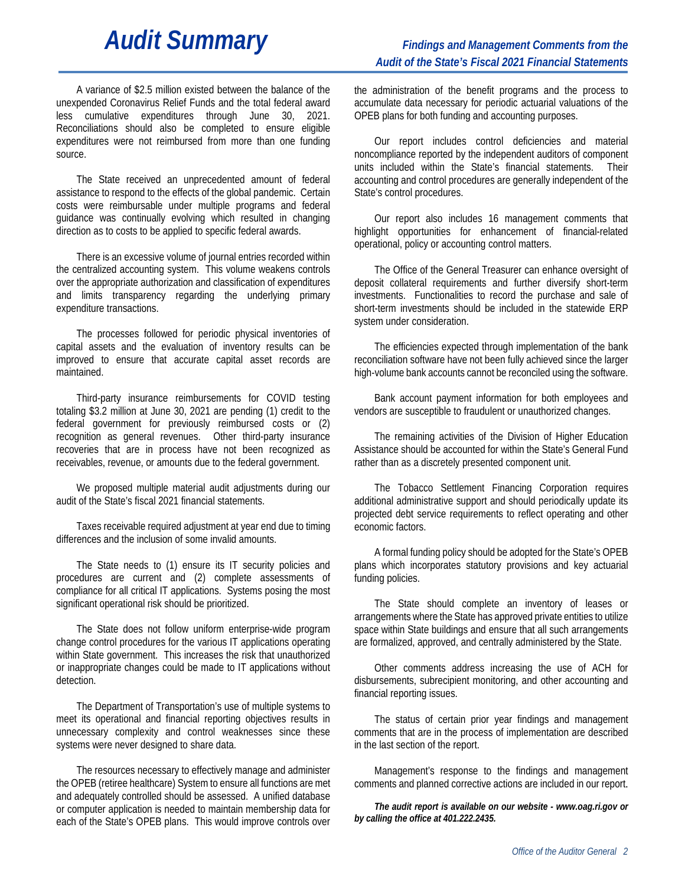# Audit Summary

## *Findings and Management Comments from the Audit of the State's Fiscal 2021 Financial Statements*

A variance of $2.5 million existed between the balance of the unexpended Coronavirus Relief Funds and the total federal award less cumulative expenditures through June 30, 2021. Reconciliations should also be completed to ensure eligible expenditures were not reimbursed from more than one funding source.

The State received an unprecedented amount of federal assistance to respond to the effects of the global pandemic. Certain costs were reimbursable under multiple programs and federal guidance was continually evolving which resulted in changing direction as to costs to be applied to specific federal awards.

There is an excessive volume of journal entries recorded within the centralized accounting system. This volume weakens controls over the appropriate authorization and classification of expenditures and limits transparency regarding the underlying primary expenditure transactions.

The processes followed for periodic physical inventories of capital assets and the evaluation of inventory results can be improved to ensure that accurate capital asset records are maintained.

Third-party insurance reimbursements for COVID testing totaling $3.2 million at June 30, 2021 are pending (1) credit to the federal government for previously reimbursed costs or (2) recognition as general revenues. Other third-party insurance recoveries that are in process have not been recognized as receivables, revenue, or amounts due to the federal government.

We proposed multiple material audit adjustments during our audit of the State's fiscal 2021 financial statements.

Taxes receivable required adjustment at year end due to timing differences and the inclusion of some invalid amounts.

The State needs to (1) ensure its IT security policies and procedures are current and (2) complete assessments of compliance for all critical IT applications. Systems posing the most significant operational risk should be prioritized.

The State does not follow uniform enterprise-wide program change control procedures for the various IT applications operating within State government. This increases the risk that unauthorized or inappropriate changes could be made to IT applications without detection.

The Department of Transportation's use of multiple systems to meet its operational and financial reporting objectives results in unnecessary complexity and control weaknesses since these systems were never designed to share data.

The resources necessary to effectively manage and administer the OPEB (retiree healthcare) System to ensure all functions are met and adequately controlled should be assessed. A unified database or computer application is needed to maintain membership data for each of the State's OPEB plans. This would improve controls over the administration of the benefit programs and the process to accumulate data necessary for periodic actuarial valuations of the OPEB plans for both funding and accounting purposes.

Our report includes control deficiencies and material noncompliance reported by the independent auditors of component units included within the State's financial statements. Their accounting and control procedures are generally independent of the State's control procedures.

Our report also includes 16 management comments that highlight opportunities for enhancement of financial-related operational, policy or accounting control matters.

The Office of the General Treasurer can enhance oversight of deposit collateral requirements and further diversify short-term investments. Functionalities to record the purchase and sale of short-term investments should be included in the statewide ERP system under consideration.

The efficiencies expected through implementation of the bank reconciliation software have not been fully achieved since the larger high-volume bank accounts cannot be reconciled using the software.

Bank account payment information for both employees and vendors are susceptible to fraudulent or unauthorized changes.

The remaining activities of the Division of Higher Education Assistance should be accounted for within the State's General Fund rather than as a discretely presented component unit.

The Tobacco Settlement Financing Corporation requires additional administrative support and should periodically update its projected debt service requirements to reflect operating and other economic factors.

A formal funding policy should be adopted for the State's OPEB plans which incorporates statutory provisions and key actuarial funding policies.

The State should complete an inventory of leases or arrangements where the State has approved private entities to utilize space within State buildings and ensure that all such arrangements are formalized, approved, and centrally administered by the State.

Other comments address increasing the use of ACH for disbursements, subrecipient monitoring, and other accounting and financial reporting issues.

The status of certain prior year findings and management comments that are in the process of implementation are described in the last section of the report.

Management's response to the findings and management comments and planned corrective actions are included in our report.

***The audit report is available on our website - www.oag.ri.gov or by calling the office at 401.222.2435.***